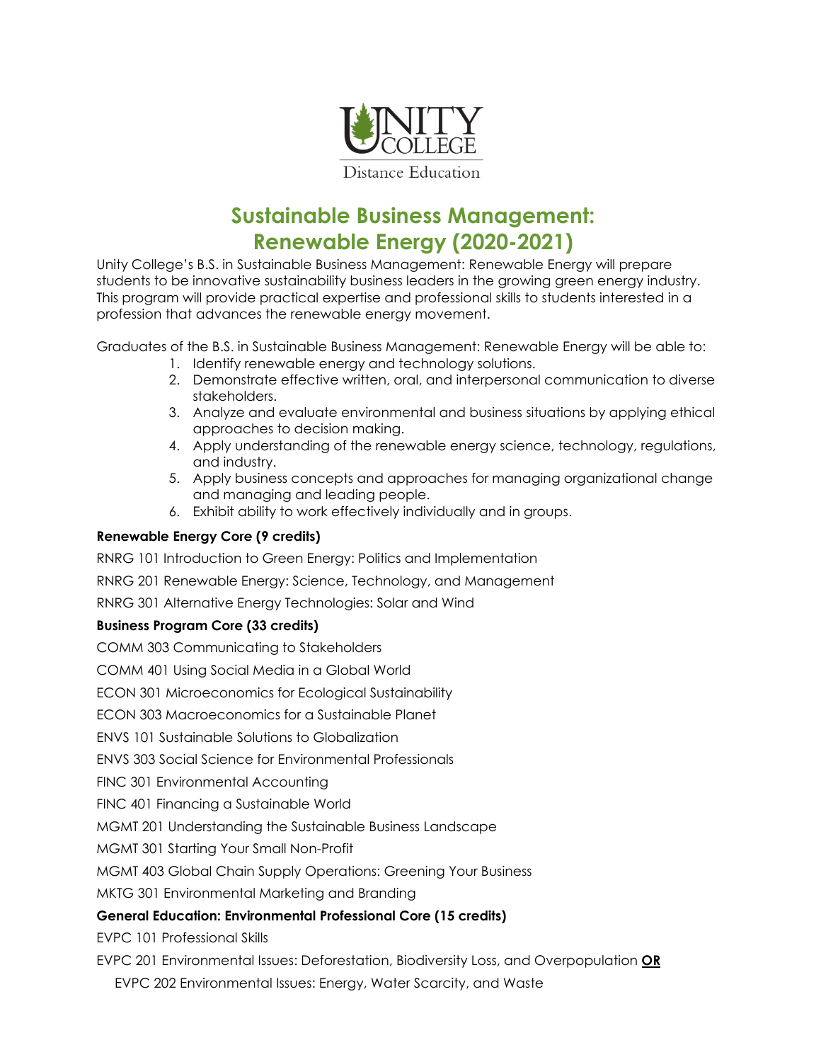UNITY COLLEGE

Distance Education

# Sustainable Business Management: Renewable Energy (2020-2021)

Unity College's B.S. in Sustainable Business Management: Renewable Energy will prepare students to be innovative sustainability business leaders in the growing green energy industry. This program will provide practical expertise and professional skills to students interested in a profession that advances the renewable energy movement.

Graduates of the B.S. in Sustainable Business Management: Renewable Energy will be able to:

1. Identify renewable energy and technology solutions.
2. Demonstrate effective written, oral, and interpersonal communication to diverse stakeholders.
3. Analyze and evaluate environmental and business situations by applying ethical approaches to decision making.
4. Apply understanding of the renewable energy science, technology, regulations, and industry.
5. Apply business concepts and approaches for managing organizational change and managing and leading people.
6. Exhibit ability to work effectively individually and in groups.

**Renewable Energy Core (9 credits)**

RNRG 101 Introduction to Green Energy: Politics and Implementation

RNRG 201 Renewable Energy: Science, Technology, and Management

RNRG 301 Alternative Energy Technologies: Solar and Wind

**Business Program Core (33 credits)**

COMM 303 Communicating to Stakeholders

COMM 401 Using Social Media in a Global World

ECON 301 Microeconomics for Ecological Sustainability

ECON 303 Macroeconomics for a Sustainable Planet

ENVS 101 Sustainable Solutions to Globalization

ENVS 303 Social Science for Environmental Professionals

FINC 301 Environmental Accounting

FINC 401 Financing a Sustainable World

MGMT 201 Understanding the Sustainable Business Landscape

MGMT 301 Starting Your Small Non-Profit

MGMT 403 Global Chain Supply Operations: Greening Your Business

MKTG 301 Environmental Marketing and Branding

**General Education: Environmental Professional Core (15 credits)**

EVPC 101 Professional Skills

EVPC 201 Environmental Issues: Deforestation, Biodiversity Loss, and Overpopulation **OR**
EVPC 202 Environmental Issues: Energy, Water Scarcity, and Waste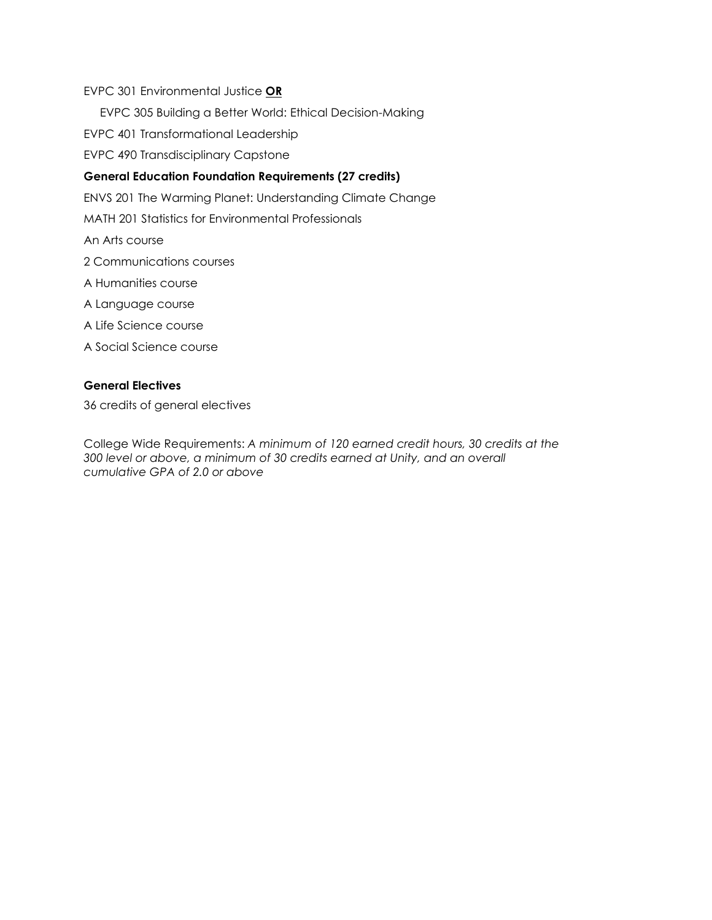EVPC 301 Environmental Justice **OR**

EVPC 305 Building a Better World: Ethical Decision-Making

EVPC 401 Transformational Leadership

EVPC 490 Transdisciplinary Capstone

**General Education Foundation Requirements (27 credits)**

ENVS 201 The Warming Planet: Understanding Climate Change

MATH 201 Statistics for Environmental Professionals

An Arts course

2 Communications courses

A Humanities course

A Language course

A Life Science course

A Social Science course

**General Electives**

36 credits of general electives

College Wide Requirements: *A minimum of 120 earned credit hours, 30 credits at the 300 level or above, a minimum of 30 credits earned at Unity, and an overall cumulative GPA of 2.0 or above*